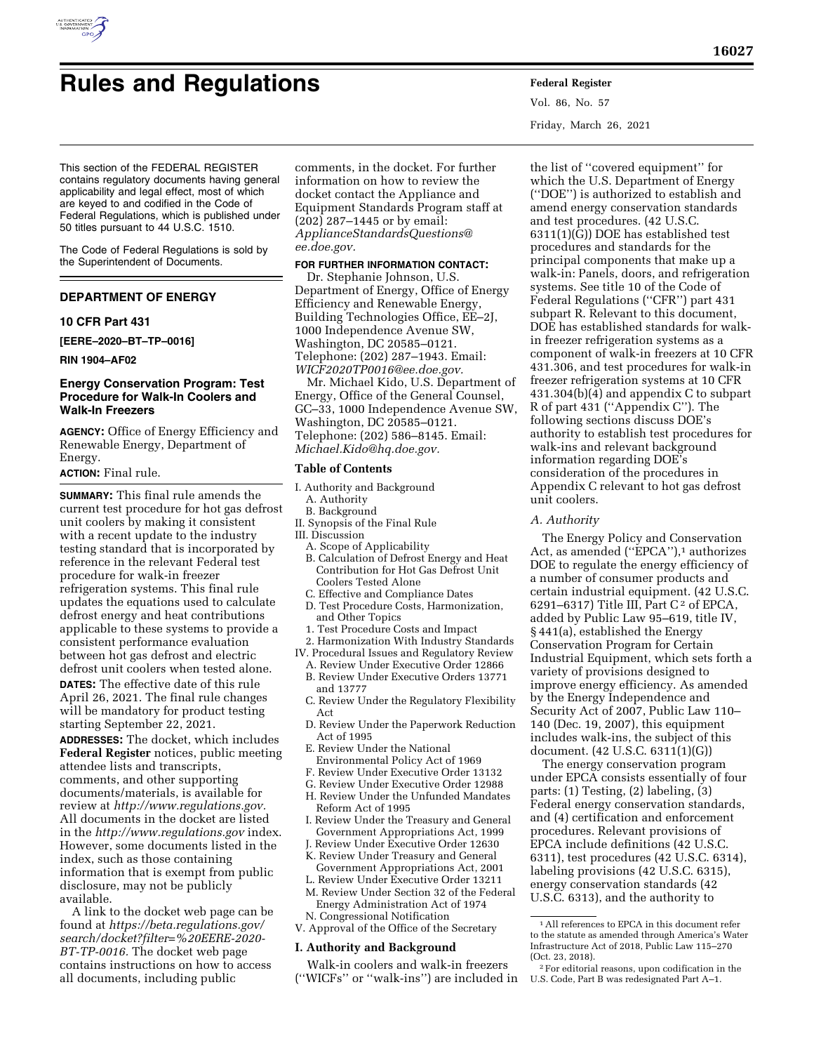# Rules and Regulations

This section of the FEDERAL REGISTER contains regulatory documents having general applicability and legal effect, most of which are keyed to and codified in the Code of Federal Regulations, which is published under 50 titles pursuant to 44 U.S.C. 1510.

The Code of Federal Regulations is sold by the Superintendent of Documents.

## DEPARTMENT OF ENERGY

### 10 CFR Part 431

**[EERE–2020–BT–TP–0016]**

**RIN 1904–AF02**

### Energy Conservation Program: Test Procedure for Walk-In Coolers and Walk-In Freezers

**AGENCY:** Office of Energy Efficiency and Renewable Energy, Department of Energy.

**ACTION:** Final rule.

**SUMMARY:** This final rule amends the current test procedure for hot gas defrost unit coolers by making it consistent with a recent update to the industry testing standard that is incorporated by reference in the relevant Federal test procedure for walk-in freezer refrigeration systems. This final rule updates the equations used to calculate defrost energy and heat contributions applicable to these systems to provide a consistent performance evaluation between hot gas defrost and electric defrost unit coolers when tested alone.

**DATES:** The effective date of this rule April 26, 2021. The final rule changes will be mandatory for product testing starting September 22, 2021.

**ADDRESSES:** The docket, which includes **Federal Register** notices, public meeting attendee lists and transcripts, comments, and other supporting documents/materials, is available for review at *http://www.regulations.gov.* All documents in the docket are listed in the *http://www.regulations.gov* index. However, some documents listed in the index, such as those containing information that is exempt from public disclosure, may not be publicly available.

A link to the docket web page can be found at *https://beta.regulations.gov/search/docket?filter=%20EERE-2020-BT-TP-0016.* The docket web page contains instructions on how to access all documents, including public comments, in the docket. For further information on how to review the docket contact the Appliance and Equipment Standards Program staff at (202) 287–1445 or by email: *ApplianceStandardsQuestions@ee.doe.gov.*

**FOR FURTHER INFORMATION CONTACT:**

Dr. Stephanie Johnson, U.S. Department of Energy, Office of Energy Efficiency and Renewable Energy, Building Technologies Office, EE–2J, 1000 Independence Avenue SW, Washington, DC 20585–0121. Telephone: (202) 287–1943. Email: *WICF2020TP0016@ee.doe.gov.*

Mr. Michael Kido, U.S. Department of Energy, Office of the General Counsel, GC–33, 1000 Independence Avenue SW, Washington, DC 20585–0121. Telephone: (202) 586–8145. Email: *Michael.Kido@hq.doe.gov.*

**Table of Contents**

I. Authority and Background
  A. Authority
  B. Background
II. Synopsis of the Final Rule
III. Discussion
  A. Scope of Applicability
  B. Calculation of Defrost Energy and Heat Contribution for Hot Gas Defrost Unit Coolers Tested Alone
  C. Effective and Compliance Dates
  D. Test Procedure Costs, Harmonization, and Other Topics
  1. Test Procedure Costs and Impact
  2. Harmonization With Industry Standards
IV. Procedural Issues and Regulatory Review
  A. Review Under Executive Order 12866
  B. Review Under Executive Orders 13771 and 13777
  C. Review Under the Regulatory Flexibility Act
  D. Review Under the Paperwork Reduction Act of 1995
  E. Review Under the National Environmental Policy Act of 1969
  F. Review Under Executive Order 13132
  G. Review Under Executive Order 12988
  H. Review Under the Unfunded Mandates Reform Act of 1995
  I. Review Under the Treasury and General Government Appropriations Act, 1999
  J. Review Under Executive Order 12630
  K. Review Under Treasury and General Government Appropriations Act, 2001
  L. Review Under Executive Order 13211
  M. Review Under Section 32 of the Federal Energy Administration Act of 1974
  N. Congressional Notification
V. Approval of the Office of the Secretary

## I. Authority and Background

Walk-in coolers and walk-in freezers (''WICFs'' or ''walk-ins'') are included in the list of ''covered equipment'' for which the U.S. Department of Energy (''DOE'') is authorized to establish and amend energy conservation standards and test procedures. (42 U.S.C. 6311(1)(G)) DOE has established test procedures and standards for the principal components that make up a walk-in: Panels, doors, and refrigeration systems. See title 10 of the Code of Federal Regulations (''CFR'') part 431 subpart R. Relevant to this document, DOE has established standards for walk-in freezer refrigeration systems as a component of walk-in freezers at 10 CFR 431.306, and test procedures for walk-in freezer refrigeration systems at 10 CFR 431.304(b)(4) and appendix C to subpart R of part 431 (''Appendix C''). The following sections discuss DOE's authority to establish test procedures for walk-ins and relevant background information regarding DOE's consideration of the procedures in Appendix C relevant to hot gas defrost unit coolers.

### A. Authority

The Energy Policy and Conservation Act, as amended (''EPCA''),[1] authorizes DOE to regulate the energy efficiency of a number of consumer products and certain industrial equipment. (42 U.S.C. 6291–6317) Title III, Part C[2] of EPCA, added by Public Law 95–619, title IV, § 441(a), established the Energy Conservation Program for Certain Industrial Equipment, which sets forth a variety of provisions designed to improve energy efficiency. As amended by the Energy Independence and Security Act of 2007, Public Law 110–140 (Dec. 19, 2007), this equipment includes walk-ins, the subject of this document. (42 U.S.C. 6311(1)(G))

The energy conservation program under EPCA consists essentially of four parts: (1) Testing, (2) labeling, (3) Federal energy conservation standards, and (4) certification and enforcement procedures. Relevant provisions of EPCA include definitions (42 U.S.C. 6311), test procedures (42 U.S.C. 6314), labeling provisions (42 U.S.C. 6315), energy conservation standards (42 U.S.C. 6313), and the authority to

[1] All references to EPCA in this document refer to the statute as amended through America's Water Infrastructure Act of 2018, Public Law 115–270 (Oct. 23, 2018).

[2] For editorial reasons, upon codification in the U.S. Code, Part B was redesignated Part A–1.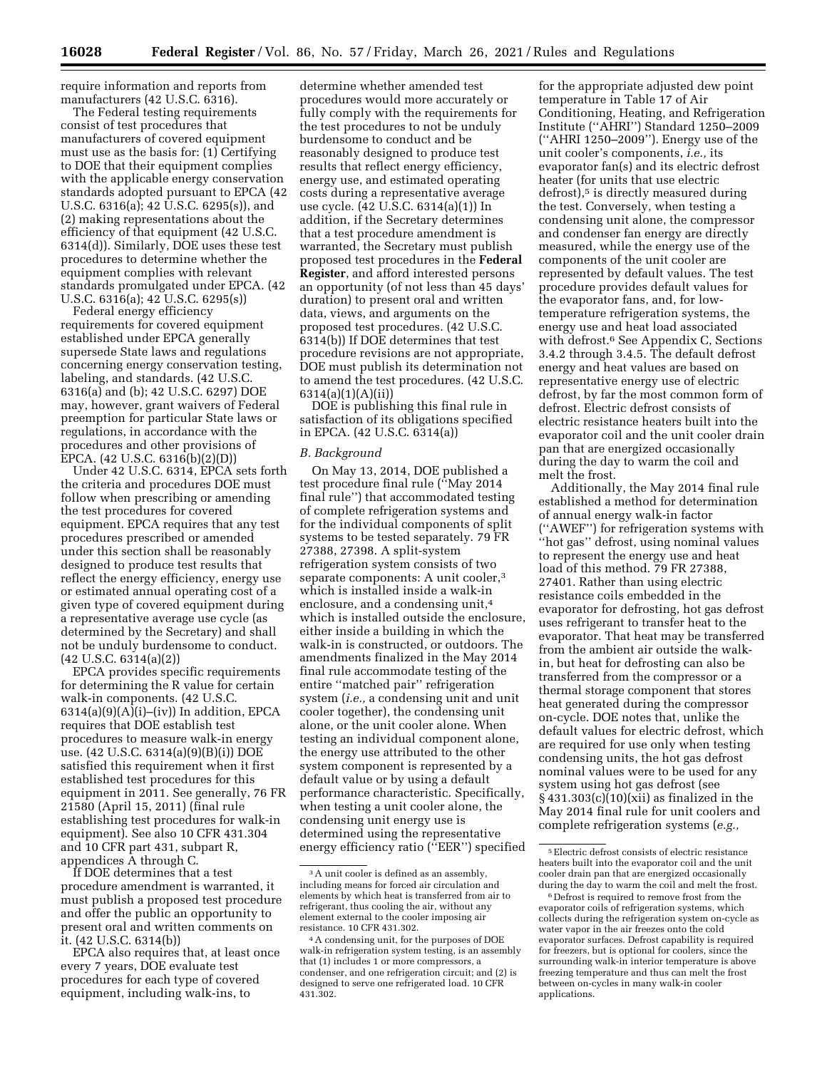require information and reports from manufacturers (42 U.S.C. 6316).

The Federal testing requirements consist of test procedures that manufacturers of covered equipment must use as the basis for: (1) Certifying to DOE that their equipment complies with the applicable energy conservation standards adopted pursuant to EPCA (42 U.S.C. 6316(a); 42 U.S.C. 6295(s)), and (2) making representations about the efficiency of that equipment (42 U.S.C. 6314(d)). Similarly, DOE uses these test procedures to determine whether the equipment complies with relevant standards promulgated under EPCA. (42 U.S.C. 6316(a); 42 U.S.C. 6295(s))

Federal energy efficiency requirements for covered equipment established under EPCA generally supersede State laws and regulations concerning energy conservation testing, labeling, and standards. (42 U.S.C. 6316(a) and (b); 42 U.S.C. 6297) DOE may, however, grant waivers of Federal preemption for particular State laws or regulations, in accordance with the procedures and other provisions of EPCA. (42 U.S.C. 6316(b)(2)(D))

Under 42 U.S.C. 6314, EPCA sets forth the criteria and procedures DOE must follow when prescribing or amending the test procedures for covered equipment. EPCA requires that any test procedures prescribed or amended under this section shall be reasonably designed to produce test results that reflect the energy efficiency, energy use or estimated annual operating cost of a given type of covered equipment during a representative average use cycle (as determined by the Secretary) and shall not be unduly burdensome to conduct. (42 U.S.C. 6314(a)(2))

EPCA provides specific requirements for determining the R value for certain walk-in components. (42 U.S.C. 6314(a)(9)(A)(i)–(iv)) In addition, EPCA requires that DOE establish test procedures to measure walk-in energy use. (42 U.S.C. 6314(a)(9)(B)(i)) DOE satisfied this requirement when it first established test procedures for this equipment in 2011. See generally, 76 FR 21580 (April 15, 2011) (final rule establishing test procedures for walk-in equipment). See also 10 CFR 431.304 and 10 CFR part 431, subpart R, appendices A through C.

If DOE determines that a test procedure amendment is warranted, it must publish a proposed test procedure and offer the public an opportunity to present oral and written comments on it. (42 U.S.C. 6314(b))

EPCA also requires that, at least once every 7 years, DOE evaluate test procedures for each type of covered equipment, including walk-ins, to determine whether amended test procedures would more accurately or fully comply with the requirements for the test procedures to not be unduly burdensome to conduct and be reasonably designed to produce test results that reflect energy efficiency, energy use, and estimated operating costs during a representative average use cycle. (42 U.S.C. 6314(a)(1)) In addition, if the Secretary determines that a test procedure amendment is warranted, the Secretary must publish proposed test procedures in the **Federal Register**, and afford interested persons an opportunity (of not less than 45 days' duration) to present oral and written data, views, and arguments on the proposed test procedures. (42 U.S.C. 6314(b)) If DOE determines that test procedure revisions are not appropriate, DOE must publish its determination not to amend the test procedures. (42 U.S.C. 6314(a)(1)(A)(ii))

DOE is publishing this final rule in satisfaction of its obligations specified in EPCA. (42 U.S.C. 6314(a))

*B. Background*

On May 13, 2014, DOE published a test procedure final rule (''May 2014 final rule'') that accommodated testing of complete refrigeration systems and for the individual components of split systems to be tested separately. 79 FR 27388, 27398. A split-system refrigeration system consists of two separate components: A unit cooler,[3] which is installed inside a walk-in enclosure, and a condensing unit,[4] which is installed outside the enclosure, either inside a building in which the walk-in is constructed, or outdoors. The amendments finalized in the May 2014 final rule accommodate testing of the entire ''matched pair'' refrigeration system (*i.e.,* a condensing unit and unit cooler together), the condensing unit alone, or the unit cooler alone. When testing an individual component alone, the energy use attributed to the other system component is represented by a default value or by using a default performance characteristic. Specifically, when testing a unit cooler alone, the condensing unit energy use is determined using the representative energy efficiency ratio (''EER'') specified for the appropriate adjusted dew point temperature in Table 17 of Air Conditioning, Heating, and Refrigeration Institute (''AHRI'') Standard 1250–2009 (''AHRI 1250–2009''). Energy use of the unit cooler's components, *i.e.,* its evaporator fan(s) and its electric defrost heater (for units that use electric defrost),[5] is directly measured during the test. Conversely, when testing a condensing unit alone, the compressor and condenser fan energy are directly measured, while the energy use of the components of the unit cooler are represented by default values. The test procedure provides default values for the evaporator fans, and, for low-temperature refrigeration systems, the energy use and heat load associated with defrost.[6] See Appendix C, Sections 3.4.2 through 3.4.5. The default defrost energy and heat values are based on representative energy use of electric defrost, by far the most common form of defrost. Electric defrost consists of electric resistance heaters built into the evaporator coil and the unit cooler drain pan that are energized occasionally during the day to warm the coil and melt the frost.

Additionally, the May 2014 final rule established a method for determination of annual energy walk-in factor (''AWEF'') for refrigeration systems with ''hot gas'' defrost, using nominal values to represent the energy use and heat load of this method. 79 FR 27388, 27401. Rather than using electric resistance coils embedded in the evaporator for defrosting, hot gas defrost uses refrigerant to transfer heat to the evaporator. That heat may be transferred from the ambient air outside the walk-in, but heat for defrosting can also be transferred from the compressor or a thermal storage component that stores heat generated during the compressor on-cycle. DOE notes that, unlike the default values for electric defrost, which are required for use only when testing condensing units, the hot gas defrost nominal values were to be used for any system using hot gas defrost (see § 431.303(c)(10)(xii) as finalized in the May 2014 final rule for unit coolers and complete refrigeration systems (*e.g.,*

[3] A unit cooler is defined as an assembly, including means for forced air circulation and elements by which heat is transferred from air to refrigerant, thus cooling the air, without any element external to the cooler imposing air resistance. 10 CFR 431.302.

[4] A condensing unit, for the purposes of DOE walk-in refrigeration system testing, is an assembly that (1) includes 1 or more compressors, a condenser, and one refrigeration circuit; and (2) is designed to serve one refrigerated load. 10 CFR 431.302.

[5] Electric defrost consists of electric resistance heaters built into the evaporator coil and the unit cooler drain pan that are energized occasionally during the day to warm the coil and melt the frost.

[6] Defrost is required to remove frost from the evaporator coils of refrigeration systems, which collects during the refrigeration system on-cycle as water vapor in the air freezes onto the cold evaporator surfaces. Defrost capability is required for freezers, but is optional for coolers, since the surrounding walk-in interior temperature is above freezing temperature and thus can melt the frost between on-cycles in many walk-in cooler applications.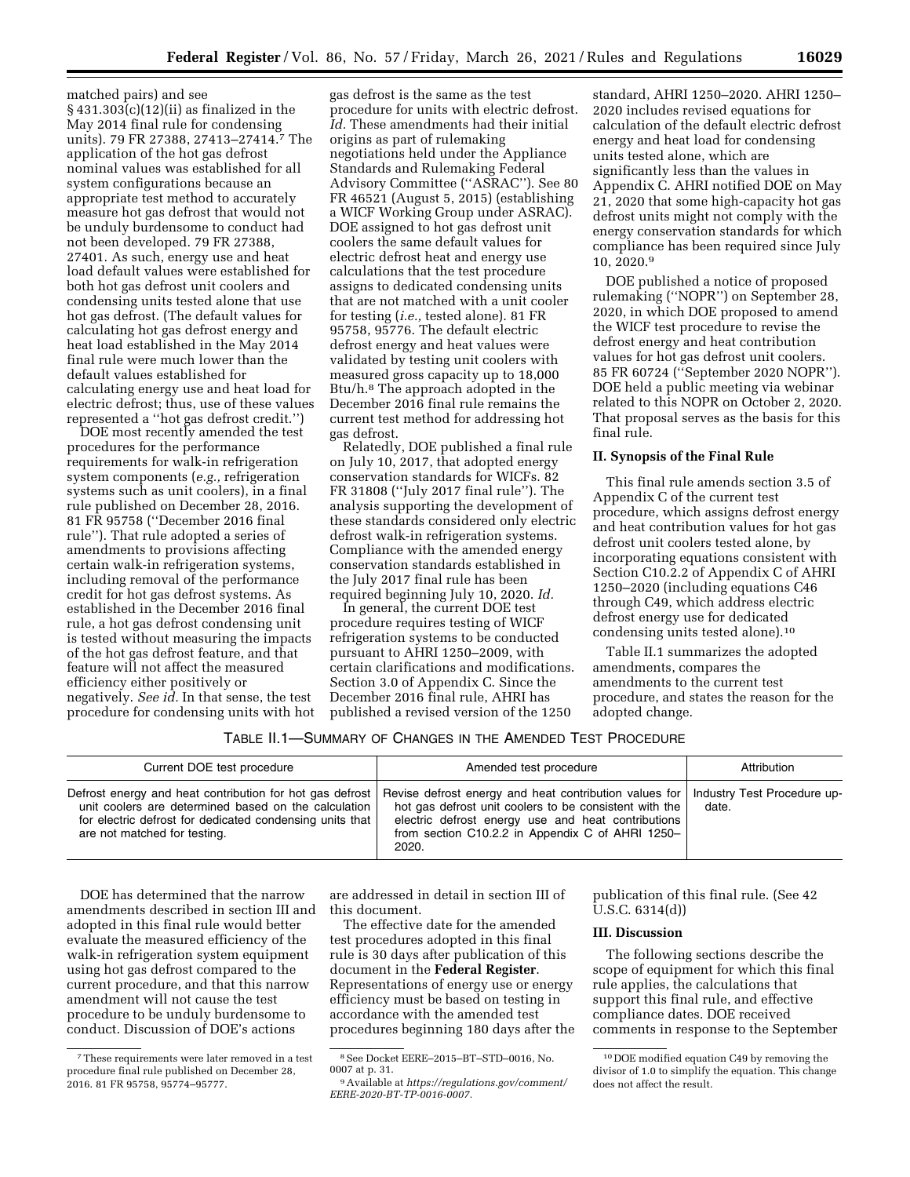matched pairs) and see § 431.303(c)(12)(ii) as finalized in the May 2014 final rule for condensing units). 79 FR 27388, 27413–27414.[7] The application of the hot gas defrost nominal values was established for all system configurations because an appropriate test method to accurately measure hot gas defrost that would not be unduly burdensome to conduct had not been developed. 79 FR 27388, 27401. As such, energy use and heat load default values were established for both hot gas defrost unit coolers and condensing units tested alone that use hot gas defrost. (The default values for calculating hot gas defrost energy and heat load established in the May 2014 final rule were much lower than the default values established for calculating energy use and heat load for electric defrost; thus, use of these values represented a ''hot gas defrost credit.'')

DOE most recently amended the test procedures for the performance requirements for walk-in refrigeration system components (*e.g.,* refrigeration systems such as unit coolers), in a final rule published on December 28, 2016. 81 FR 95758 (''December 2016 final rule''). That rule adopted a series of amendments to provisions affecting certain walk-in refrigeration systems, including removal of the performance credit for hot gas defrost systems. As established in the December 2016 final rule, a hot gas defrost condensing unit is tested without measuring the impacts of the hot gas defrost feature, and that feature will not affect the measured efficiency either positively or negatively. *See id.* In that sense, the test procedure for condensing units with hot gas defrost is the same as the test procedure for units with electric defrost. *Id.* These amendments had their initial origins as part of rulemaking negotiations held under the Appliance Standards and Rulemaking Federal Advisory Committee (''ASRAC''). See 80 FR 46521 (August 5, 2015) (establishing a WICF Working Group under ASRAC). DOE assigned to hot gas defrost unit coolers the same default values for electric defrost heat and energy use calculations that the test procedure assigns to dedicated condensing units that are not matched with a unit cooler for testing (*i.e.,* tested alone). 81 FR 95758, 95776. The default electric defrost energy and heat values were validated by testing unit coolers with measured gross capacity up to 18,000 Btu/h.[8] The approach adopted in the December 2016 final rule remains the current test method for addressing hot gas defrost.

Relatedly, DOE published a final rule on July 10, 2017, that adopted energy conservation standards for WICFs. 82 FR 31808 (''July 2017 final rule''). The analysis supporting the development of these standards considered only electric defrost walk-in refrigeration systems. Compliance with the amended energy conservation standards established in the July 2017 final rule has been required beginning July 10, 2020. *Id.*

In general, the current DOE test procedure requires testing of WICF refrigeration systems to be conducted pursuant to AHRI 1250–2009, with certain clarifications and modifications. Section 3.0 of Appendix C. Since the December 2016 final rule, AHRI has published a revised version of the 1250 standard, AHRI 1250–2020. AHRI 1250–2020 includes revised equations for calculation of the default electric defrost energy and heat load for condensing units tested alone, which are significantly less than the values in Appendix C. AHRI notified DOE on May 21, 2020 that some high-capacity hot gas defrost units might not comply with the energy conservation standards for which compliance has been required since July 10, 2020.[9]

DOE published a notice of proposed rulemaking (''NOPR'') on September 28, 2020, in which DOE proposed to amend the WICF test procedure to revise the defrost energy and heat contribution values for hot gas defrost unit coolers. 85 FR 60724 (''September 2020 NOPR''). DOE held a public meeting via webinar related to this NOPR on October 2, 2020. That proposal serves as the basis for this final rule.

## II. Synopsis of the Final Rule

This final rule amends section 3.5 of Appendix C of the current test procedure, which assigns defrost energy and heat contribution values for hot gas defrost unit coolers tested alone, by incorporating equations consistent with Section C10.2.2 of Appendix C of AHRI 1250–2020 (including equations C46 through C49, which address electric defrost energy use for dedicated condensing units tested alone).[10]

Table II.1 summarizes the adopted amendments, compares the amendments to the current test procedure, and states the reason for the adopted change.

TABLE II.1—SUMMARY OF CHANGES IN THE AMENDED TEST PROCEDURE

| Current DOE test procedure | Amended test procedure | Attribution |
|---|---|---|
| Defrost energy and heat contribution for hot gas defrost unit coolers are determined based on the calculation for electric defrost for dedicated condensing units that are not matched for testing. | Revise defrost energy and heat contribution values for hot gas defrost unit coolers to be consistent with the electric defrost energy use and heat contributions from section C10.2.2 in Appendix C of AHRI 1250–2020. | Industry Test Procedure update. |

DOE has determined that the narrow amendments described in section III and adopted in this final rule would better evaluate the measured efficiency of the walk-in refrigeration system equipment using hot gas defrost compared to the current procedure, and that this narrow amendment will not cause the test procedure to be unduly burdensome to conduct. Discussion of DOE's actions are addressed in detail in section III of this document.

The effective date for the amended test procedures adopted in this final rule is 30 days after publication of this document in the **Federal Register**. Representations of energy use or energy efficiency must be based on testing in accordance with the amended test procedures beginning 180 days after the publication of this final rule. (See 42 U.S.C. 6314(d))

## III. Discussion

The following sections describe the scope of equipment for which this final rule applies, the calculations that support this final rule, and effective compliance dates. DOE received comments in response to the September

[7] These requirements were later removed in a test procedure final rule published on December 28, 2016. 81 FR 95758, 95774–95777.

[8] See Docket EERE–2015–BT–STD–0016, No. 0007 at p. 31.

[9] Available at *https://regulations.gov/comment/EERE-2020-BT-TP-0016-0007.*

[10] DOE modified equation C49 by removing the divisor of 1.0 to simplify the equation. This change does not affect the result.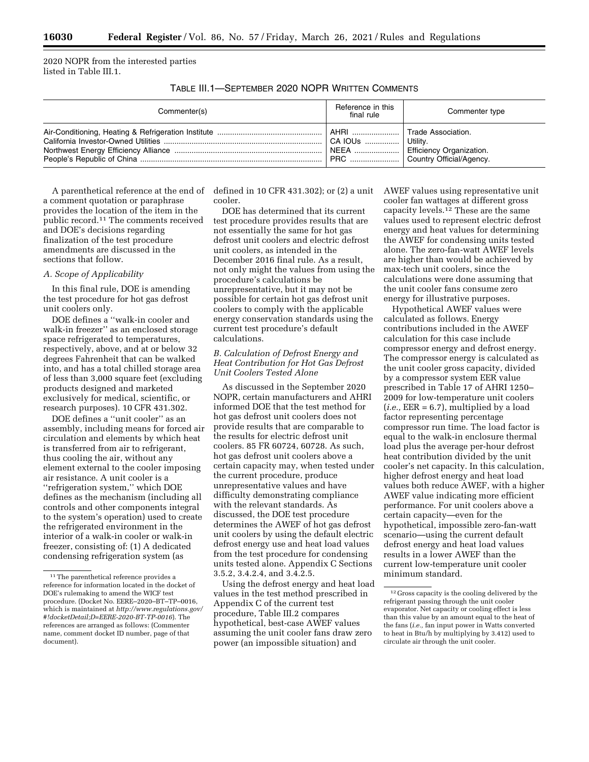2020 NOPR from the interested parties listed in Table III.1.

TABLE III.1—SEPTEMBER 2020 NOPR WRITTEN COMMENTS

| Commenter(s) | Reference in this final rule | Commenter type |
| --- | --- | --- |
| Air-Conditioning, Heating & Refrigeration Institute | AHRI | Trade Association. |
| California Investor-Owned Utilities | CA IOUs | Utility. |
| Northwest Energy Efficiency Alliance | NEEA | Efficiency Organization. |
| People's Republic of China | PRC | Country Official/Agency. |

A parenthetical reference at the end of a comment quotation or paraphrase provides the location of the item in the public record.[11] The comments received and DOE's decisions regarding finalization of the test procedure amendments are discussed in the sections that follow.

### A. Scope of Applicability

In this final rule, DOE is amending the test procedure for hot gas defrost unit coolers only.

DOE defines a ''walk-in cooler and walk-in freezer'' as an enclosed storage space refrigerated to temperatures, respectively, above, and at or below 32 degrees Fahrenheit that can be walked into, and has a total chilled storage area of less than 3,000 square feet (excluding products designed and marketed exclusively for medical, scientific, or research purposes). 10 CFR 431.302.

DOE defines a ''unit cooler'' as an assembly, including means for forced air circulation and elements by which heat is transferred from air to refrigerant, thus cooling the air, without any element external to the cooler imposing air resistance. A unit cooler is a ''refrigeration system,'' which DOE defines as the mechanism (including all controls and other components integral to the system's operation) used to create the refrigerated environment in the interior of a walk-in cooler or walk-in freezer, consisting of: (1) A dedicated condensing refrigeration system (as defined in 10 CFR 431.302); or (2) a unit cooler.

DOE has determined that its current test procedure provides results that are not essentially the same for hot gas defrost unit coolers and electric defrost unit coolers, as intended in the December 2016 final rule. As a result, not only might the values from using the procedure's calculations be unrepresentative, but it may not be possible for certain hot gas defrost unit coolers to comply with the applicable energy conservation standards using the current test procedure's default calculations.

### B. Calculation of Defrost Energy and Heat Contribution for Hot Gas Defrost Unit Coolers Tested Alone

As discussed in the September 2020 NOPR, certain manufacturers and AHRI informed DOE that the test method for hot gas defrost unit coolers does not provide results that are comparable to the results for electric defrost unit coolers. 85 FR 60724, 60728. As such, hot gas defrost unit coolers above a certain capacity may, when tested under the current procedure, produce unrepresentative values and have difficulty demonstrating compliance with the relevant standards. As discussed, the DOE test procedure determines the AWEF of hot gas defrost unit coolers by using the default electric defrost energy use and heat load values from the test procedure for condensing units tested alone. Appendix C Sections 3.5.2, 3.4.2.4, and 3.4.2.5.

Using the defrost energy and heat load values in the test method prescribed in Appendix C of the current test procedure, Table III.2 compares hypothetical, best-case AWEF values assuming the unit cooler fans draw zero power (an impossible situation) and AWEF values using representative unit cooler fan wattages at different gross capacity levels.[12] These are the same values used to represent electric defrost energy and heat values for determining the AWEF for condensing units tested alone. The zero-fan-watt AWEF levels are higher than would be achieved by max-tech unit coolers, since the calculations were done assuming that the unit cooler fans consume zero energy for illustrative purposes.

Hypothetical AWEF values were calculated as follows. Energy contributions included in the AWEF calculation for this case include compressor energy and defrost energy. The compressor energy is calculated as the unit cooler gross capacity, divided by a compressor system EER value prescribed in Table 17 of AHRI 1250–2009 for low-temperature unit coolers (*i.e.,* EER = 6.7), multiplied by a load factor representing percentage compressor run time. The load factor is equal to the walk-in enclosure thermal load plus the average per-hour defrost heat contribution divided by the unit cooler's net capacity. In this calculation, higher defrost energy and heat load values both reduce AWEF, with a higher AWEF value indicating more efficient performance. For unit coolers above a certain capacity—even for the hypothetical, impossible zero-fan-watt scenario—using the current default defrost energy and heat load values results in a lower AWEF than the current low-temperature unit cooler minimum standard.

---

[11] The parenthetical reference provides a reference for information located in the docket of DOE's rulemaking to amend the WICF test procedure. (Docket No. EERE–2020–BT–TP–0016, which is maintained at *http://www.regulations.gov/#!docketDetail;D=EERE-2020-BT-TP-0016*). The references are arranged as follows: (Commenter name, comment docket ID number, page of that document).

[12] Gross capacity is the cooling delivered by the refrigerant passing through the unit cooler evaporator. Net capacity or cooling effect is less than this value by an amount equal to the heat of the fans (*i.e.,* fan input power in Watts converted to heat in Btu/h by multiplying by 3.412) used to circulate air through the unit cooler.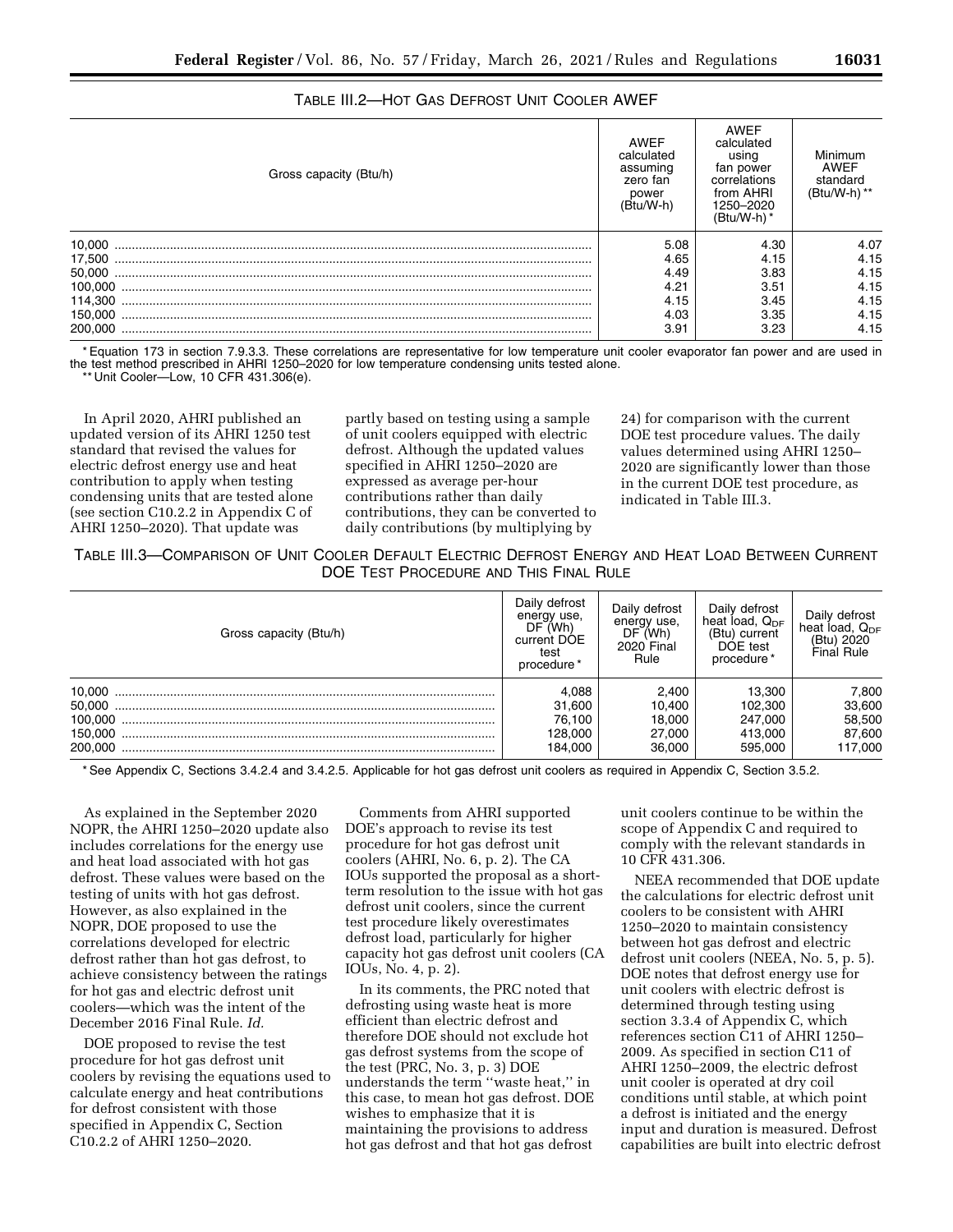TABLE III.2—HOT GAS DEFROST UNIT COOLER AWEF

| Gross capacity (Btu/h) | AWEF calculated assuming zero fan power (Btu/W-h) | AWEF calculated using fan power correlations from AHRI 1250–2020 (Btu/W-h) * | Minimum AWEF standard (Btu/W-h) ** |
|---|---|---|---|
| 10,000 | 5.08 | 4.30 | 4.07 |
| 17,500 | 4.65 | 4.15 | 4.15 |
| 50,000 | 4.49 | 3.83 | 4.15 |
| 100,000 | 4.21 | 3.51 | 4.15 |
| 114,300 | 4.15 | 3.45 | 4.15 |
| 150,000 | 4.03 | 3.35 | 4.15 |
| 200,000 | 3.91 | 3.23 | 4.15 |

* Equation 173 in section 7.9.3.3. These correlations are representative for low temperature unit cooler evaporator fan power and are used in the test method prescribed in AHRI 1250–2020 for low temperature condensing units tested alone.

** Unit Cooler—Low, 10 CFR 431.306(e).

In April 2020, AHRI published an updated version of its AHRI 1250 test standard that revised the values for electric defrost energy use and heat contribution to apply when testing condensing units that are tested alone (see section C10.2.2 in Appendix C of AHRI 1250–2020). That update was partly based on testing using a sample of unit coolers equipped with electric defrost. Although the updated values specified in AHRI 1250–2020 are expressed as average per-hour contributions rather than daily contributions, they can be converted to daily contributions (by multiplying by 24) for comparison with the current DOE test procedure values. The daily values determined using AHRI 1250–2020 are significantly lower than those in the current DOE test procedure, as indicated in Table III.3.

TABLE III.3—COMPARISON OF UNIT COOLER DEFAULT ELECTRIC DEFROST ENERGY AND HEAT LOAD BETWEEN CURRENT DOE TEST PROCEDURE AND THIS FINAL RULE

| Gross capacity (Btu/h) | Daily defrost energy use, DF (Wh) current DOE test procedure * | Daily defrost energy use, DF (Wh) 2020 Final Rule | Daily defrost heat load, $Q_{DF}$ (Btu) current DOE test procedure * | Daily defrost heat load, $Q_{DF}$ (Btu) 2020 Final Rule |
|---|---|---|---|---|
| 10,000 | 4,088 | 2,400 | 13,300 | 7,800 |
| 50,000 | 31,600 | 10,400 | 102,300 | 33,600 |
| 100,000 | 76,100 | 18,000 | 247,000 | 58,500 |
| 150,000 | 128,000 | 27,000 | 413,000 | 87,600 |
| 200,000 | 184,000 | 36,000 | 595,000 | 117,000 |

* See Appendix C, Sections 3.4.2.4 and 3.4.2.5. Applicable for hot gas defrost unit coolers as required in Appendix C, Section 3.5.2.

As explained in the September 2020 NOPR, the AHRI 1250–2020 update also includes correlations for the energy use and heat load associated with hot gas defrost. These values were based on the testing of units with hot gas defrost. However, as also explained in the NOPR, DOE proposed to use the correlations developed for electric defrost rather than hot gas defrost, to achieve consistency between the ratings for hot gas and electric defrost unit coolers—which was the intent of the December 2016 Final Rule. *Id.*

DOE proposed to revise the test procedure for hot gas defrost unit coolers by revising the equations used to calculate energy and heat contributions for defrost consistent with those specified in Appendix C, Section C10.2.2 of AHRI 1250–2020.

Comments from AHRI supported DOE's approach to revise its test procedure for hot gas defrost unit coolers (AHRI, No. 6, p. 2). The CA IOUs supported the proposal as a short-term resolution to the issue with hot gas defrost unit coolers, since the current test procedure likely overestimates defrost load, particularly for higher capacity hot gas defrost unit coolers (CA IOUs, No. 4, p. 2).

In its comments, the PRC noted that defrosting using waste heat is more efficient than electric defrost and therefore DOE should not exclude hot gas defrost systems from the scope of the test (PRC, No. 3, p. 3) DOE understands the term ''waste heat,'' in this case, to mean hot gas defrost. DOE wishes to emphasize that it is maintaining the provisions to address hot gas defrost and that hot gas defrost unit coolers continue to be within the scope of Appendix C and required to comply with the relevant standards in 10 CFR 431.306.

NEEA recommended that DOE update the calculations for electric defrost unit coolers to be consistent with AHRI 1250–2020 to maintain consistency between hot gas defrost and electric defrost unit coolers (NEEA, No. 5, p. 5). DOE notes that defrost energy use for unit coolers with electric defrost is determined through testing using section 3.3.4 of Appendix C, which references section C11 of AHRI 1250–2009. As specified in section C11 of AHRI 1250–2009, the electric defrost unit cooler is operated at dry coil conditions until stable, at which point a defrost is initiated and the energy input and duration is measured. Defrost capabilities are built into electric defrost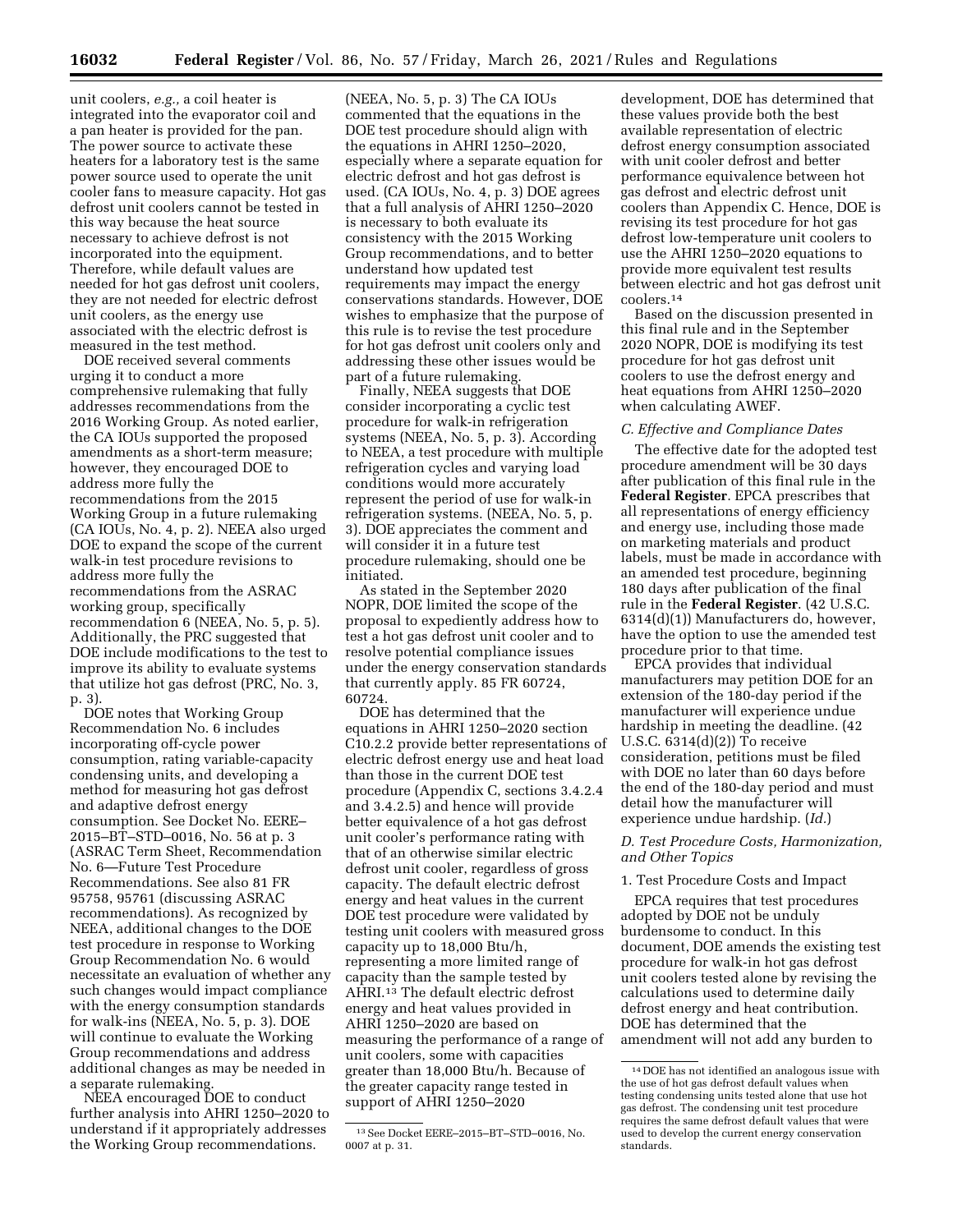unit coolers, *e.g.,* a coil heater is integrated into the evaporator coil and a pan heater is provided for the pan. The power source to activate these heaters for a laboratory test is the same power source used to operate the unit cooler fans to measure capacity. Hot gas defrost unit coolers cannot be tested in this way because the heat source necessary to achieve defrost is not incorporated into the equipment. Therefore, while default values are needed for hot gas defrost unit coolers, they are not needed for electric defrost unit coolers, as the energy use associated with the electric defrost is measured in the test method.

DOE received several comments urging it to conduct a more comprehensive rulemaking that fully addresses recommendations from the 2016 Working Group. As noted earlier, the CA IOUs supported the proposed amendments as a short-term measure; however, they encouraged DOE to address more fully the recommendations from the 2015 Working Group in a future rulemaking (CA IOUs, No. 4, p. 2). NEEA also urged DOE to expand the scope of the current walk-in test procedure revisions to address more fully the recommendations from the ASRAC working group, specifically recommendation 6 (NEEA, No. 5, p. 5). Additionally, the PRC suggested that DOE include modifications to the test to improve its ability to evaluate systems that utilize hot gas defrost (PRC, No. 3, p. 3).

DOE notes that Working Group Recommendation No. 6 includes incorporating off-cycle power consumption, rating variable-capacity condensing units, and developing a method for measuring hot gas defrost and adaptive defrost energy consumption. See Docket No. EERE–2015–BT–STD–0016, No. 56 at p. 3 (ASRAC Term Sheet, Recommendation No. 6—Future Test Procedure Recommendations. See also 81 FR 95758, 95761 (discussing ASRAC recommendations). As recognized by NEEA, additional changes to the DOE test procedure in response to Working Group Recommendation No. 6 would necessitate an evaluation of whether any such changes would impact compliance with the energy consumption standards for walk-ins (NEEA, No. 5, p. 3). DOE will continue to evaluate the Working Group recommendations and address additional changes as may be needed in a separate rulemaking.

NEEA encouraged DOE to conduct further analysis into AHRI 1250–2020 to understand if it appropriately addresses the Working Group recommendations. (NEEA, No. 5, p. 3) The CA IOUs commented that the equations in the DOE test procedure should align with the equations in AHRI 1250–2020, especially where a separate equation for electric defrost and hot gas defrost is used. (CA IOUs, No. 4, p. 3) DOE agrees that a full analysis of AHRI 1250–2020 is necessary to both evaluate its consistency with the 2015 Working Group recommendations, and to better understand how updated test requirements may impact the energy conservations standards. However, DOE wishes to emphasize that the purpose of this rule is to revise the test procedure for hot gas defrost unit coolers only and addressing these other issues would be part of a future rulemaking.

Finally, NEEA suggests that DOE consider incorporating a cyclic test procedure for walk-in refrigeration systems (NEEA, No. 5, p. 3). According to NEEA, a test procedure with multiple refrigeration cycles and varying load conditions would more accurately represent the period of use for walk-in refrigeration systems. (NEEA, No. 5, p. 3). DOE appreciates the comment and will consider it in a future test procedure rulemaking, should one be initiated.

As stated in the September 2020 NOPR, DOE limited the scope of the proposal to expediently address how to test a hot gas defrost unit cooler and to resolve potential compliance issues under the energy conservation standards that currently apply. 85 FR 60724, 60724.

DOE has determined that the equations in AHRI 1250–2020 section C10.2.2 provide better representations of electric defrost energy use and heat load than those in the current DOE test procedure (Appendix C, sections 3.4.2.4 and 3.4.2.5) and hence will provide better equivalence of a hot gas defrost unit cooler's performance rating with that of an otherwise similar electric defrost unit cooler, regardless of gross capacity. The default electric defrost energy and heat values in the current DOE test procedure were validated by testing unit coolers with measured gross capacity up to 18,000 Btu/h, representing a more limited range of capacity than the sample tested by AHRI.[13] The default electric defrost energy and heat values provided in AHRI 1250–2020 are based on measuring the performance of a range of unit coolers, some with capacities greater than 18,000 Btu/h. Because of the greater capacity range tested in support of AHRI 1250–2020 development, DOE has determined that these values provide both the best available representation of electric defrost energy consumption associated with unit cooler defrost and better performance equivalence between hot gas defrost and electric defrost unit coolers than Appendix C. Hence, DOE is revising its test procedure for hot gas defrost low-temperature unit coolers to use the AHRI 1250–2020 equations to provide more equivalent test results between electric and hot gas defrost unit coolers.[14]

Based on the discussion presented in this final rule and in the September 2020 NOPR, DOE is modifying its test procedure for hot gas defrost unit coolers to use the defrost energy and heat equations from AHRI 1250–2020 when calculating AWEF.

### *C. Effective and Compliance Dates*

The effective date for the adopted test procedure amendment will be 30 days after publication of this final rule in the **Federal Register**. EPCA prescribes that all representations of energy efficiency and energy use, including those made on marketing materials and product labels, must be made in accordance with an amended test procedure, beginning 180 days after publication of the final rule in the **Federal Register**. (42 U.S.C. 6314(d)(1)) Manufacturers do, however, have the option to use the amended test procedure prior to that time.

EPCA provides that individual manufacturers may petition DOE for an extension of the 180-day period if the manufacturer will experience undue hardship in meeting the deadline. (42 U.S.C. 6314(d)(2)) To receive consideration, petitions must be filed with DOE no later than 60 days before the end of the 180-day period and must detail how the manufacturer will experience undue hardship. (*Id.*)

### *D. Test Procedure Costs, Harmonization, and Other Topics*

#### 1. Test Procedure Costs and Impact

EPCA requires that test procedures adopted by DOE not be unduly burdensome to conduct. In this document, DOE amends the existing test procedure for walk-in hot gas defrost unit coolers tested alone by revising the calculations used to determine daily defrost energy and heat contribution. DOE has determined that the amendment will not add any burden to

---

[13] See Docket EERE–2015–BT–STD–0016, No. 0007 at p. 31.

[14] DOE has not identified an analogous issue with the use of hot gas defrost default values when testing condensing units tested alone that use hot gas defrost. The condensing unit test procedure requires the same defrost default values that were used to develop the current energy conservation standards.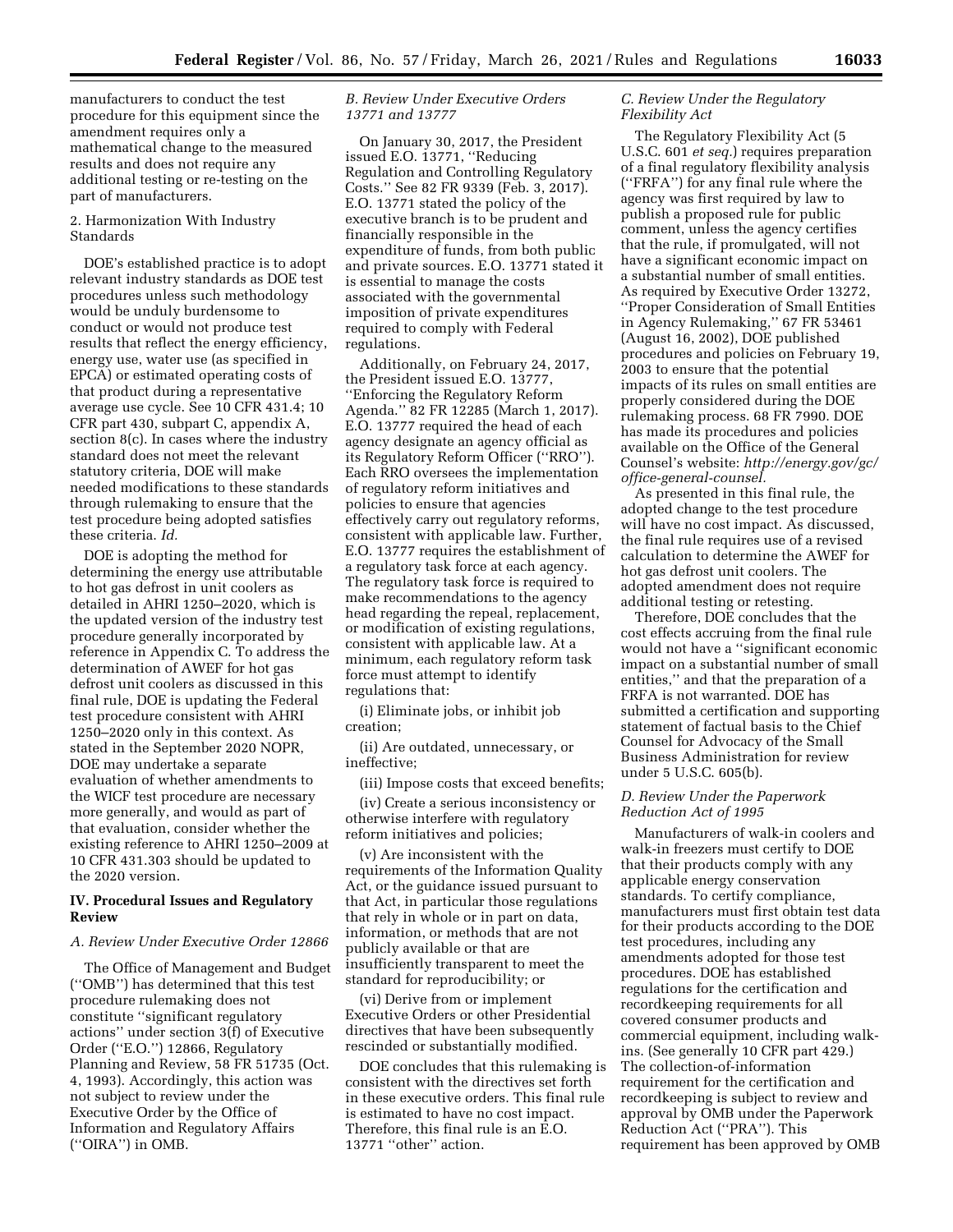manufacturers to conduct the test procedure for this equipment since the amendment requires only a mathematical change to the measured results and does not require any additional testing or re-testing on the part of manufacturers.

2. Harmonization With Industry Standards

DOE's established practice is to adopt relevant industry standards as DOE test procedures unless such methodology would be unduly burdensome to conduct or would not produce test results that reflect the energy efficiency, energy use, water use (as specified in EPCA) or estimated operating costs of that product during a representative average use cycle. See 10 CFR 431.4; 10 CFR part 430, subpart C, appendix A, section 8(c). In cases where the industry standard does not meet the relevant statutory criteria, DOE will make needed modifications to these standards through rulemaking to ensure that the test procedure being adopted satisfies these criteria. *Id.*

DOE is adopting the method for determining the energy use attributable to hot gas defrost in unit coolers as detailed in AHRI 1250–2020, which is the updated version of the industry test procedure generally incorporated by reference in Appendix C. To address the determination of AWEF for hot gas defrost unit coolers as discussed in this final rule, DOE is updating the Federal test procedure consistent with AHRI 1250–2020 only in this context. As stated in the September 2020 NOPR, DOE may undertake a separate evaluation of whether amendments to the WICF test procedure are necessary more generally, and would as part of that evaluation, consider whether the existing reference to AHRI 1250–2009 at 10 CFR 431.303 should be updated to the 2020 version.

## IV. Procedural Issues and Regulatory Review

### A. Review Under Executive Order 12866

The Office of Management and Budget (''OMB'') has determined that this test procedure rulemaking does not constitute ''significant regulatory actions'' under section 3(f) of Executive Order (''E.O.'') 12866, Regulatory Planning and Review, 58 FR 51735 (Oct. 4, 1993). Accordingly, this action was not subject to review under the Executive Order by the Office of Information and Regulatory Affairs (''OIRA'') in OMB.

### B. Review Under Executive Orders 13771 and 13777

On January 30, 2017, the President issued E.O. 13771, ''Reducing Regulation and Controlling Regulatory Costs.'' See 82 FR 9339 (Feb. 3, 2017). E.O. 13771 stated the policy of the executive branch is to be prudent and financially responsible in the expenditure of funds, from both public and private sources. E.O. 13771 stated it is essential to manage the costs associated with the governmental imposition of private expenditures required to comply with Federal regulations.

Additionally, on February 24, 2017, the President issued E.O. 13777, ''Enforcing the Regulatory Reform Agenda.'' 82 FR 12285 (March 1, 2017). E.O. 13777 required the head of each agency designate an agency official as its Regulatory Reform Officer (''RRO''). Each RRO oversees the implementation of regulatory reform initiatives and policies to ensure that agencies effectively carry out regulatory reforms, consistent with applicable law. Further, E.O. 13777 requires the establishment of a regulatory task force at each agency. The regulatory task force is required to make recommendations to the agency head regarding the repeal, replacement, or modification of existing regulations, consistent with applicable law. At a minimum, each regulatory reform task force must attempt to identify regulations that:

(i) Eliminate jobs, or inhibit job creation;

(ii) Are outdated, unnecessary, or ineffective;

(iii) Impose costs that exceed benefits;

(iv) Create a serious inconsistency or otherwise interfere with regulatory reform initiatives and policies;

(v) Are inconsistent with the requirements of the Information Quality Act, or the guidance issued pursuant to that Act, in particular those regulations that rely in whole or in part on data, information, or methods that are not publicly available or that are insufficiently transparent to meet the standard for reproducibility; or

(vi) Derive from or implement Executive Orders or other Presidential directives that have been subsequently rescinded or substantially modified.

DOE concludes that this rulemaking is consistent with the directives set forth in these executive orders. This final rule is estimated to have no cost impact. Therefore, this final rule is an E.O. 13771 ''other'' action.

### C. Review Under the Regulatory Flexibility Act

The Regulatory Flexibility Act (5 U.S.C. 601 *et seq.*) requires preparation of a final regulatory flexibility analysis (''FRFA'') for any final rule where the agency was first required by law to publish a proposed rule for public comment, unless the agency certifies that the rule, if promulgated, will not have a significant economic impact on a substantial number of small entities. As required by Executive Order 13272, ''Proper Consideration of Small Entities in Agency Rulemaking,'' 67 FR 53461 (August 16, 2002), DOE published procedures and policies on February 19, 2003 to ensure that the potential impacts of its rules on small entities are properly considered during the DOE rulemaking process. 68 FR 7990. DOE has made its procedures and policies available on the Office of the General Counsel's website: *http://energy.gov/gc/office-general-counsel.*

As presented in this final rule, the adopted change to the test procedure will have no cost impact. As discussed, the final rule requires use of a revised calculation to determine the AWEF for hot gas defrost unit coolers. The adopted amendment does not require additional testing or retesting.

Therefore, DOE concludes that the cost effects accruing from the final rule would not have a ''significant economic impact on a substantial number of small entities,'' and that the preparation of a FRFA is not warranted. DOE has submitted a certification and supporting statement of factual basis to the Chief Counsel for Advocacy of the Small Business Administration for review under 5 U.S.C. 605(b).

### D. Review Under the Paperwork Reduction Act of 1995

Manufacturers of walk-in coolers and walk-in freezers must certify to DOE that their products comply with any applicable energy conservation standards. To certify compliance, manufacturers must first obtain test data for their products according to the DOE test procedures, including any amendments adopted for those test procedures. DOE has established regulations for the certification and recordkeeping requirements for all covered consumer products and commercial equipment, including walk-ins. (See generally 10 CFR part 429.) The collection-of-information requirement for the certification and recordkeeping is subject to review and approval by OMB under the Paperwork Reduction Act (''PRA''). This requirement has been approved by OMB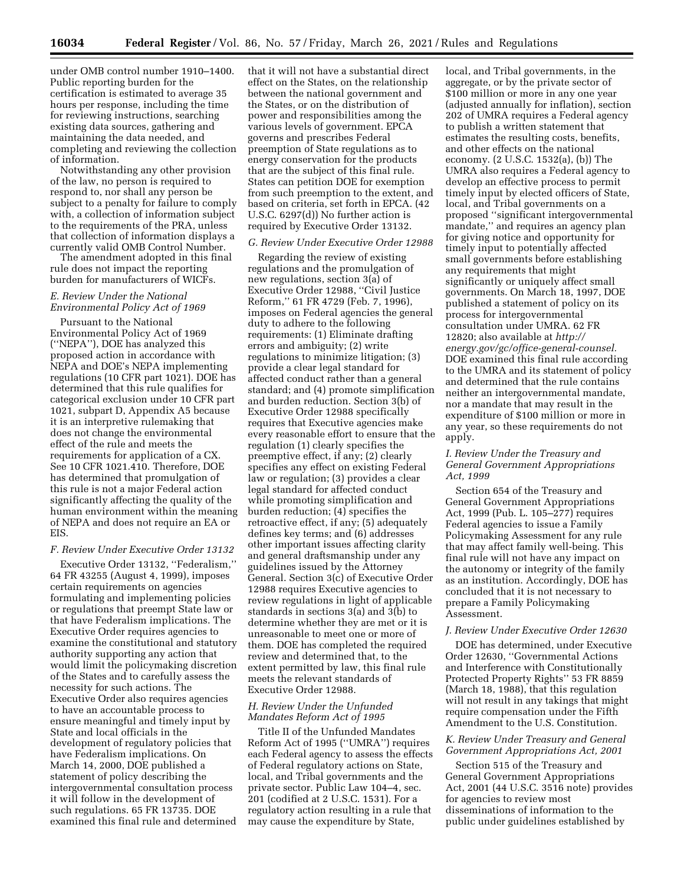under OMB control number 1910–1400. Public reporting burden for the certification is estimated to average 35 hours per response, including the time for reviewing instructions, searching existing data sources, gathering and maintaining the data needed, and completing and reviewing the collection of information.

Notwithstanding any other provision of the law, no person is required to respond to, nor shall any person be subject to a penalty for failure to comply with, a collection of information subject to the requirements of the PRA, unless that collection of information displays a currently valid OMB Control Number.

The amendment adopted in this final rule does not impact the reporting burden for manufacturers of WICFs.

### *E. Review Under the National Environmental Policy Act of 1969*

Pursuant to the National Environmental Policy Act of 1969 (''NEPA''), DOE has analyzed this proposed action in accordance with NEPA and DOE's NEPA implementing regulations (10 CFR part 1021). DOE has determined that this rule qualifies for categorical exclusion under 10 CFR part 1021, subpart D, Appendix A5 because it is an interpretive rulemaking that does not change the environmental effect of the rule and meets the requirements for application of a CX. See 10 CFR 1021.410. Therefore, DOE has determined that promulgation of this rule is not a major Federal action significantly affecting the quality of the human environment within the meaning of NEPA and does not require an EA or EIS.

### *F. Review Under Executive Order 13132*

Executive Order 13132, ''Federalism,'' 64 FR 43255 (August 4, 1999), imposes certain requirements on agencies formulating and implementing policies or regulations that preempt State law or that have Federalism implications. The Executive Order requires agencies to examine the constitutional and statutory authority supporting any action that would limit the policymaking discretion of the States and to carefully assess the necessity for such actions. The Executive Order also requires agencies to have an accountable process to ensure meaningful and timely input by State and local officials in the development of regulatory policies that have Federalism implications. On March 14, 2000, DOE published a statement of policy describing the intergovernmental consultation process it will follow in the development of such regulations. 65 FR 13735. DOE examined this final rule and determined that it will not have a substantial direct effect on the States, on the relationship between the national government and the States, or on the distribution of power and responsibilities among the various levels of government. EPCA governs and prescribes Federal preemption of State regulations as to energy conservation for the products that are the subject of this final rule. States can petition DOE for exemption from such preemption to the extent, and based on criteria, set forth in EPCA. (42 U.S.C. 6297(d)) No further action is required by Executive Order 13132.

### *G. Review Under Executive Order 12988*

Regarding the review of existing regulations and the promulgation of new regulations, section 3(a) of Executive Order 12988, ''Civil Justice Reform,'' 61 FR 4729 (Feb. 7, 1996), imposes on Federal agencies the general duty to adhere to the following requirements: (1) Eliminate drafting errors and ambiguity; (2) write regulations to minimize litigation; (3) provide a clear legal standard for affected conduct rather than a general standard; and (4) promote simplification and burden reduction. Section 3(b) of Executive Order 12988 specifically requires that Executive agencies make every reasonable effort to ensure that the regulation (1) clearly specifies the preemptive effect, if any; (2) clearly specifies any effect on existing Federal law or regulation; (3) provides a clear legal standard for affected conduct while promoting simplification and burden reduction; (4) specifies the retroactive effect, if any; (5) adequately defines key terms; and (6) addresses other important issues affecting clarity and general draftsmanship under any guidelines issued by the Attorney General. Section 3(c) of Executive Order 12988 requires Executive agencies to review regulations in light of applicable standards in sections 3(a) and 3(b) to determine whether they are met or it is unreasonable to meet one or more of them. DOE has completed the required review and determined that, to the extent permitted by law, this final rule meets the relevant standards of Executive Order 12988.

### *H. Review Under the Unfunded Mandates Reform Act of 1995*

Title II of the Unfunded Mandates Reform Act of 1995 (''UMRA'') requires each Federal agency to assess the effects of Federal regulatory actions on State, local, and Tribal governments and the private sector. Public Law 104–4, sec. 201 (codified at 2 U.S.C. 1531). For a regulatory action resulting in a rule that may cause the expenditure by State, local, and Tribal governments, in the aggregate, or by the private sector of $100 million or more in any one year (adjusted annually for inflation), section 202 of UMRA requires a Federal agency to publish a written statement that estimates the resulting costs, benefits, and other effects on the national economy. (2 U.S.C. 1532(a), (b)) The UMRA also requires a Federal agency to develop an effective process to permit timely input by elected officers of State, local, and Tribal governments on a proposed ''significant intergovernmental mandate,'' and requires an agency plan for giving notice and opportunity for timely input to potentially affected small governments before establishing any requirements that might significantly or uniquely affect small governments. On March 18, 1997, DOE published a statement of policy on its process for intergovernmental consultation under UMRA. 62 FR 12820; also available at *http://energy.gov/gc/office-general-counsel.* DOE examined this final rule according to the UMRA and its statement of policy and determined that the rule contains neither an intergovernmental mandate, nor a mandate that may result in the expenditure of $100 million or more in any year, so these requirements do not apply.

### *I. Review Under the Treasury and General Government Appropriations Act, 1999*

Section 654 of the Treasury and General Government Appropriations Act, 1999 (Pub. L. 105–277) requires Federal agencies to issue a Family Policymaking Assessment for any rule that may affect family well-being. This final rule will not have any impact on the autonomy or integrity of the family as an institution. Accordingly, DOE has concluded that it is not necessary to prepare a Family Policymaking Assessment.

### *J. Review Under Executive Order 12630*

DOE has determined, under Executive Order 12630, ''Governmental Actions and Interference with Constitutionally Protected Property Rights'' 53 FR 8859 (March 18, 1988), that this regulation will not result in any takings that might require compensation under the Fifth Amendment to the U.S. Constitution.

### *K. Review Under Treasury and General Government Appropriations Act, 2001*

Section 515 of the Treasury and General Government Appropriations Act, 2001 (44 U.S.C. 3516 note) provides for agencies to review most disseminations of information to the public under guidelines established by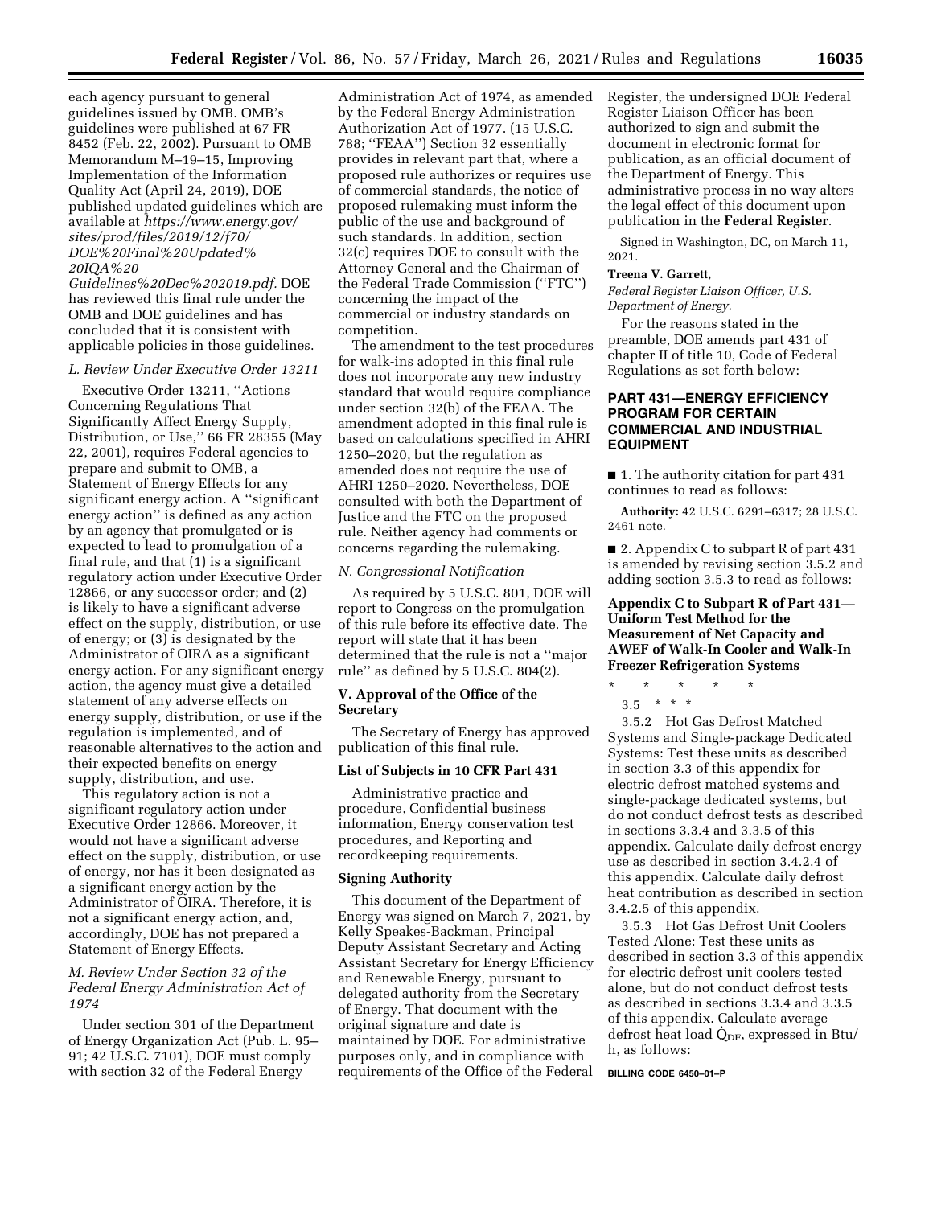each agency pursuant to general guidelines issued by OMB. OMB's guidelines were published at 67 FR 8452 (Feb. 22, 2002). Pursuant to OMB Memorandum M–19–15, Improving Implementation of the Information Quality Act (April 24, 2019), DOE published updated guidelines which are available at *https://www.energy.gov/sites/prod/files/2019/12/f70/DOE%20Final%20Updated%20IQA%20Guidelines%20Dec%202019.pdf*. DOE has reviewed this final rule under the OMB and DOE guidelines and has concluded that it is consistent with applicable policies in those guidelines.

### *L. Review Under Executive Order 13211*

Executive Order 13211, ''Actions Concerning Regulations That Significantly Affect Energy Supply, Distribution, or Use,'' 66 FR 28355 (May 22, 2001), requires Federal agencies to prepare and submit to OMB, a Statement of Energy Effects for any significant energy action. A ''significant energy action'' is defined as any action by an agency that promulgated or is expected to lead to promulgation of a final rule, and that (1) is a significant regulatory action under Executive Order 12866, or any successor order; and (2) is likely to have a significant adverse effect on the supply, distribution, or use of energy; or (3) is designated by the Administrator of OIRA as a significant energy action. For any significant energy action, the agency must give a detailed statement of any adverse effects on energy supply, distribution, or use if the regulation is implemented, and of reasonable alternatives to the action and their expected benefits on energy supply, distribution, and use.

This regulatory action is not a significant regulatory action under Executive Order 12866. Moreover, it would not have a significant adverse effect on the supply, distribution, or use of energy, nor has it been designated as a significant energy action by the Administrator of OIRA. Therefore, it is not a significant energy action, and, accordingly, DOE has not prepared a Statement of Energy Effects.

### *M. Review Under Section 32 of the Federal Energy Administration Act of 1974*

Under section 301 of the Department of Energy Organization Act (Pub. L. 95–91; 42 U.S.C. 7101), DOE must comply with section 32 of the Federal Energy Administration Act of 1974, as amended by the Federal Energy Administration Authorization Act of 1977. (15 U.S.C. 788; ''FEAA'') Section 32 essentially provides in relevant part that, where a proposed rule authorizes or requires use of commercial standards, the notice of proposed rulemaking must inform the public of the use and background of such standards. In addition, section 32(c) requires DOE to consult with the Attorney General and the Chairman of the Federal Trade Commission (''FTC'') concerning the impact of the commercial or industry standards on competition.

The amendment to the test procedures for walk-ins adopted in this final rule does not incorporate any new industry standard that would require compliance under section 32(b) of the FEAA. The amendment adopted in this final rule is based on calculations specified in AHRI 1250–2020, but the regulation as amended does not require the use of AHRI 1250–2020. Nevertheless, DOE consulted with both the Department of Justice and the FTC on the proposed rule. Neither agency had comments or concerns regarding the rulemaking.

### *N. Congressional Notification*

As required by 5 U.S.C. 801, DOE will report to Congress on the promulgation of this rule before its effective date. The report will state that it has been determined that the rule is not a ''major rule'' as defined by 5 U.S.C. 804(2).

## V. Approval of the Office of the Secretary

The Secretary of Energy has approved publication of this final rule.

### List of Subjects in 10 CFR Part 431

Administrative practice and procedure, Confidential business information, Energy conservation test procedures, and Reporting and recordkeeping requirements.

### Signing Authority

This document of the Department of Energy was signed on March 7, 2021, by Kelly Speakes-Backman, Principal Deputy Assistant Secretary and Acting Assistant Secretary for Energy Efficiency and Renewable Energy, pursuant to delegated authority from the Secretary of Energy. That document with the original signature and date is maintained by DOE. For administrative purposes only, and in compliance with requirements of the Office of the Federal Register, the undersigned DOE Federal Register Liaison Officer has been authorized to sign and submit the document in electronic format for publication, as an official document of the Department of Energy. This administrative process in no way alters the legal effect of this document upon publication in the **Federal Register**.

Signed in Washington, DC, on March 11, 2021.

**Treena V. Garrett,**

*Federal Register Liaison Officer, U.S. Department of Energy.*

For the reasons stated in the preamble, DOE amends part 431 of chapter II of title 10, Code of Federal Regulations as set forth below:

## PART 431—ENERGY EFFICIENCY PROGRAM FOR CERTAIN COMMERCIAL AND INDUSTRIAL EQUIPMENT

■ 1. The authority citation for part 431 continues to read as follows:

**Authority:** 42 U.S.C. 6291–6317; 28 U.S.C. 2461 note.

■ 2. Appendix C to subpart R of part 431 is amended by revising section 3.5.2 and adding section 3.5.3 to read as follows:

### Appendix C to Subpart R of Part 431—Uniform Test Method for the Measurement of Net Capacity and AWEF of Walk-In Cooler and Walk-In Freezer Refrigeration Systems

\* \* \* \* \*

3.5 \* \* \*

3.5.2 Hot Gas Defrost Matched Systems and Single-package Dedicated Systems: Test these units as described in section 3.3 of this appendix for electric defrost matched systems and single-package dedicated systems, but do not conduct defrost tests as described in sections 3.3.4 and 3.3.5 of this appendix. Calculate daily defrost energy use as described in section 3.4.2.4 of this appendix. Calculate daily defrost heat contribution as described in section 3.4.2.5 of this appendix.

3.5.3 Hot Gas Defrost Unit Coolers Tested Alone: Test these units as described in section 3.3 of this appendix for electric defrost unit coolers tested alone, but do not conduct defrost tests as described in sections 3.3.4 and 3.3.5 of this appendix. Calculate average defrost heat load $\dot{Q}_{DF}$, expressed in Btu/h, as follows:

BILLING CODE 6450–01–P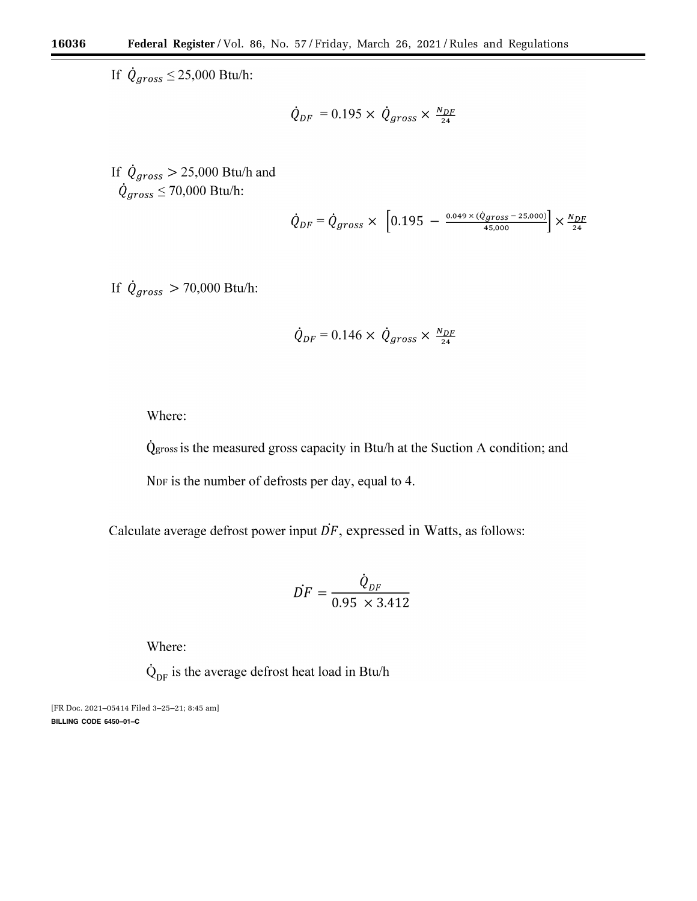If $\dot{Q}_{gross} \leq 25{,}000$ Btu/h:

$$\dot{Q}_{DF} = 0.195 \times \dot{Q}_{gross} \times \frac{N_{DF}}{24}$$

If $\dot{Q}_{gross} > 25{,}000$ Btu/h and $\dot{Q}_{gross} \leq 70{,}000$ Btu/h:

$$\dot{Q}_{DF} = \dot{Q}_{gross} \times \left[0.195 - \frac{0.049 \times (\dot{Q}gross - 25{,}000)}{45{,}000}\right] \times \frac{N_{DF}}{24}$$

If $\dot{Q}_{gross} > 70{,}000$ Btu/h:

$$\dot{Q}_{DF} = 0.146 \times \dot{Q}_{gross} \times \frac{N_{DF}}{24}$$

Where:

$\dot{Q}_{gross}$ is the measured gross capacity in Btu/h at the Suction A condition; and

$N_{DF}$ is the number of defrosts per day, equal to 4.

Calculate average defrost power input $\dot{DF}$, expressed in Watts, as follows:

$$\dot{DF} = \frac{\dot{Q}_{DF}}{0.95 \times 3.412}$$

Where:

$\dot{Q}_{DF}$ is the average defrost heat load in Btu/h

[FR Doc. 2021–05414 Filed 3–25–21; 8:45 am]

**BILLING CODE 6450–01–C**